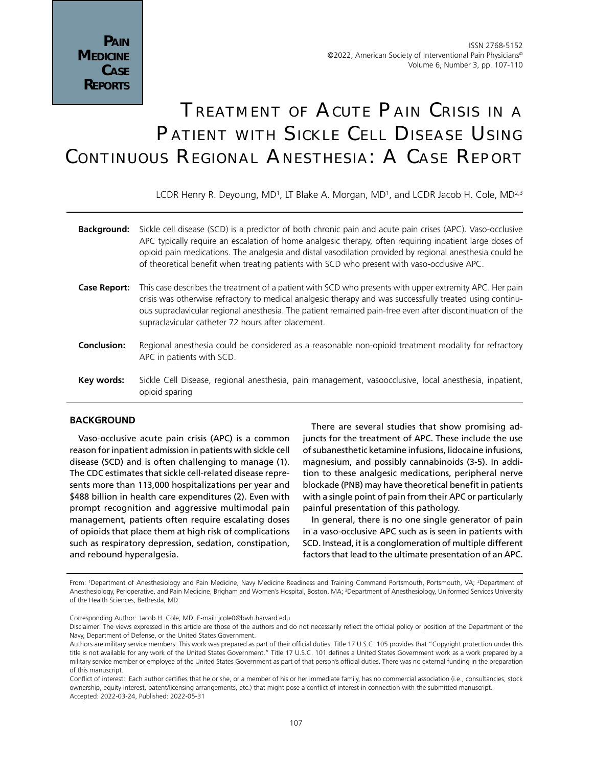# Treatment of Acute Pain Crisis in a Patient with Sickle Cell Disease Using Continuous Regional Anesthesia: A Case Report

LCDR Henry R. Deyoung, MD[1], LT Blake A. Morgan, MD[1], and LCDR Jacob H. Cole, MD[2,3]

**Background:** Sickle cell disease (SCD) is a predictor of both chronic pain and acute pain crises (APC). Vaso-occlusive APC typically require an escalation of home analgesic therapy, often requiring inpatient large doses of opioid pain medications. The analgesia and distal vasodilation provided by regional anesthesia could be of theoretical benefit when treating patients with SCD who present with vaso-occlusive APC.

**Case Report:** This case describes the treatment of a patient with SCD who presents with upper extremity APC. Her pain crisis was otherwise refractory to medical analgesic therapy and was successfully treated using continuous supraclavicular regional anesthesia. The patient remained pain-free even after discontinuation of the supraclavicular catheter 72 hours after placement.

**Conclusion:** Regional anesthesia could be considered as a reasonable non-opioid treatment modality for refractory APC in patients with SCD.

**Key words:** Sickle Cell Disease, regional anesthesia, pain management, vasoocclusive, local anesthesia, inpatient, opioid sparing

## BACKGROUND

Vaso-occlusive acute pain crisis (APC) is a common reason for inpatient admission in patients with sickle cell disease (SCD) and is often challenging to manage (1). The CDC estimates that sickle cell-related disease represents more than 113,000 hospitalizations per year and $488 billion in health care expenditures (2). Even with prompt recognition and aggressive multimodal pain management, patients often require escalating doses of opioids that place them at high risk of complications such as respiratory depression, sedation, constipation, and rebound hyperalgesia.

There are several studies that show promising adjuncts for the treatment of APC. These include the use of subanesthetic ketamine infusions, lidocaine infusions, magnesium, and possibly cannabinoids (3-5). In addition to these analgesic medications, peripheral nerve blockade (PNB) may have theoretical benefit in patients with a single point of pain from their APC or particularly painful presentation of this pathology.

In general, there is no one single generator of pain in a vaso-occlusive APC such as is seen in patients with SCD. Instead, it is a conglomeration of multiple different factors that lead to the ultimate presentation of an APC.

From: [1]Department of Anesthesiology and Pain Medicine, Navy Medicine Readiness and Training Command Portsmouth, Portsmouth, VA; [2]Department of Anesthesiology, Perioperative, and Pain Medicine, Brigham and Women's Hospital, Boston, MA; [3]Department of Anesthesiology, Uniformed Services University of the Health Sciences, Bethesda, MD

Corresponding Author: Jacob H. Cole, MD, E-mail: jcole0@bwh.harvard.edu

Disclaimer: The views expressed in this article are those of the authors and do not necessarily reflect the official policy or position of the Department of the Navy, Department of Defense, or the United States Government.

Authors are military service members. This work was prepared as part of their official duties. Title 17 U.S.C. 105 provides that "Copyright protection under this title is not available for any work of the United States Government." Title 17 U.S.C. 101 defines a United States Government work as a work prepared by a military service member or employee of the United States Government as part of that person's official duties. There was no external funding in the preparation of this manuscript.

Conflict of interest: Each author certifies that he or she, or a member of his or her immediate family, has no commercial association (i.e., consultancies, stock ownership, equity interest, patent/licensing arrangements, etc.) that might pose a conflict of interest in connection with the submitted manuscript.

Accepted: 2022-03-24, Published: 2022-05-31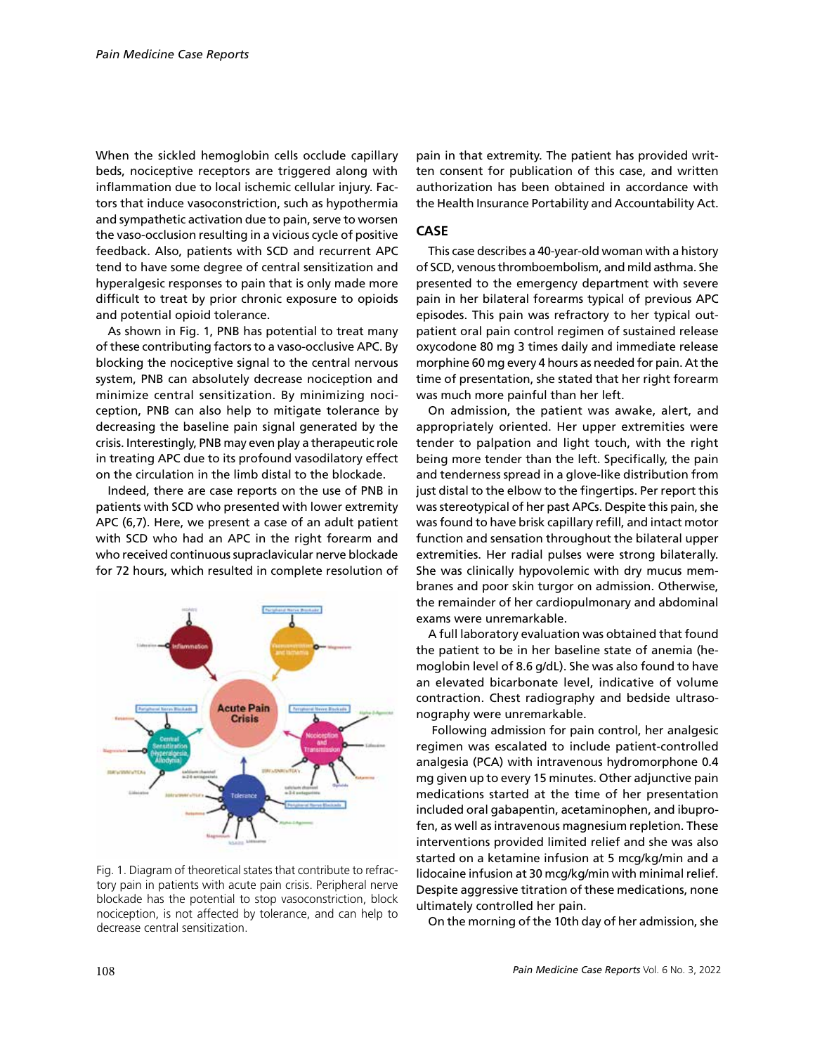When the sickled hemoglobin cells occlude capillary beds, nociceptive receptors are triggered along with inflammation due to local ischemic cellular injury. Factors that induce vasoconstriction, such as hypothermia and sympathetic activation due to pain, serve to worsen the vaso-occlusion resulting in a vicious cycle of positive feedback. Also, patients with SCD and recurrent APC tend to have some degree of central sensitization and hyperalgesic responses to pain that is only made more difficult to treat by prior chronic exposure to opioids and potential opioid tolerance.

As shown in Fig. 1, PNB has potential to treat many of these contributing factors to a vaso-occlusive APC. By blocking the nociceptive signal to the central nervous system, PNB can absolutely decrease nociception and minimize central sensitization. By minimizing nociception, PNB can also help to mitigate tolerance by decreasing the baseline pain signal generated by the crisis. Interestingly, PNB may even play a therapeutic role in treating APC due to its profound vasodilatory effect on the circulation in the limb distal to the blockade.

Indeed, there are case reports on the use of PNB in patients with SCD who presented with lower extremity APC (6,7). Here, we present a case of an adult patient with SCD who had an APC in the right forearm and who received continuous supraclavicular nerve blockade for 72 hours, which resulted in complete resolution of pain in that extremity. The patient has provided written consent for publication of this case, and written authorization has been obtained in accordance with the Health Insurance Portability and Accountability Act.

Fig. 1. Diagram of theoretical states that contribute to refractory pain in patients with acute pain crisis. Peripheral nerve blockade has the potential to stop vasoconstriction, block nociception, is not affected by tolerance, and can help to decrease central sensitization.

## CASE

This case describes a 40-year-old woman with a history of SCD, venous thromboembolism, and mild asthma. She presented to the emergency department with severe pain in her bilateral forearms typical of previous APC episodes. This pain was refractory to her typical outpatient oral pain control regimen of sustained release oxycodone 80 mg 3 times daily and immediate release morphine 60 mg every 4 hours as needed for pain. At the time of presentation, she stated that her right forearm was much more painful than her left.

On admission, the patient was awake, alert, and appropriately oriented. Her upper extremities were tender to palpation and light touch, with the right being more tender than the left. Specifically, the pain and tenderness spread in a glove-like distribution from just distal to the elbow to the fingertips. Per report this was stereotypical of her past APCs. Despite this pain, she was found to have brisk capillary refill, and intact motor function and sensation throughout the bilateral upper extremities. Her radial pulses were strong bilaterally. She was clinically hypovolemic with dry mucus membranes and poor skin turgor on admission. Otherwise, the remainder of her cardiopulmonary and abdominal exams were unremarkable.

A full laboratory evaluation was obtained that found the patient to be in her baseline state of anemia (hemoglobin level of 8.6 g/dL). She was also found to have an elevated bicarbonate level, indicative of volume contraction. Chest radiography and bedside ultrasonography were unremarkable.

Following admission for pain control, her analgesic regimen was escalated to include patient-controlled analgesia (PCA) with intravenous hydromorphone 0.4 mg given up to every 15 minutes. Other adjunctive pain medications started at the time of her presentation included oral gabapentin, acetaminophen, and ibuprofen, as well as intravenous magnesium repletion. These interventions provided limited relief and she was also started on a ketamine infusion at 5 mcg/kg/min and a lidocaine infusion at 30 mcg/kg/min with minimal relief. Despite aggressive titration of these medications, none ultimately controlled her pain.

On the morning of the 10th day of her admission, she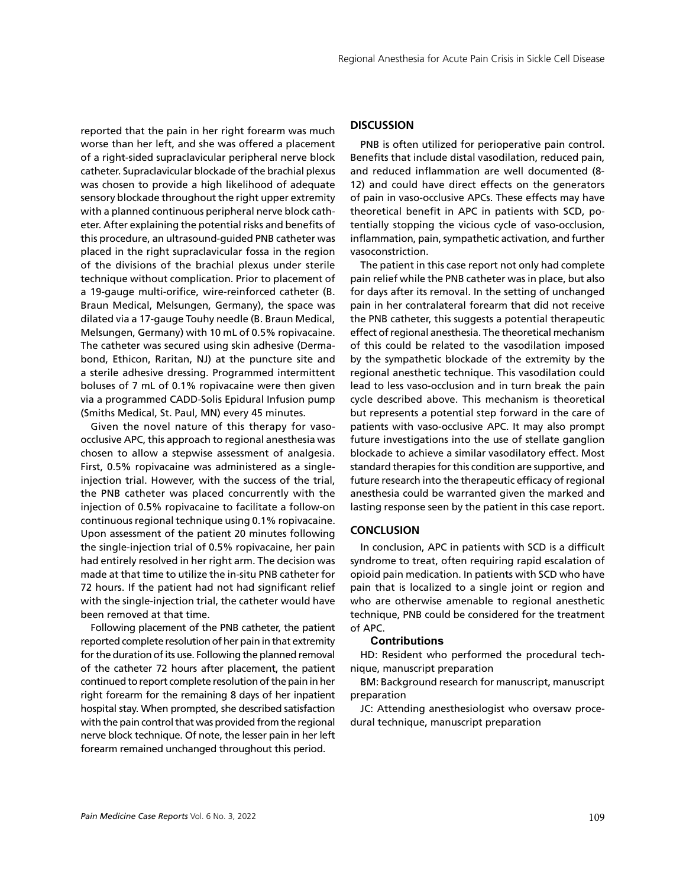reported that the pain in her right forearm was much worse than her left, and she was offered a placement of a right-sided supraclavicular peripheral nerve block catheter. Supraclavicular blockade of the brachial plexus was chosen to provide a high likelihood of adequate sensory blockade throughout the right upper extremity with a planned continuous peripheral nerve block catheter. After explaining the potential risks and benefits of this procedure, an ultrasound-guided PNB catheter was placed in the right supraclavicular fossa in the region of the divisions of the brachial plexus under sterile technique without complication. Prior to placement of a 19-gauge multi-orifice, wire-reinforced catheter (B. Braun Medical, Melsungen, Germany), the space was dilated via a 17-gauge Touhy needle (B. Braun Medical, Melsungen, Germany) with 10 mL of 0.5% ropivacaine. The catheter was secured using skin adhesive (Dermabond, Ethicon, Raritan, NJ) at the puncture site and a sterile adhesive dressing. Programmed intermittent boluses of 7 mL of 0.1% ropivacaine were then given via a programmed CADD-Solis Epidural Infusion pump (Smiths Medical, St. Paul, MN) every 45 minutes.

Given the novel nature of this therapy for vaso-occlusive APC, this approach to regional anesthesia was chosen to allow a stepwise assessment of analgesia. First, 0.5% ropivacaine was administered as a single-injection trial. However, with the success of the trial, the PNB catheter was placed concurrently with the injection of 0.5% ropivacaine to facilitate a follow-on continuous regional technique using 0.1% ropivacaine. Upon assessment of the patient 20 minutes following the single-injection trial of 0.5% ropivacaine, her pain had entirely resolved in her right arm. The decision was made at that time to utilize the in-situ PNB catheter for 72 hours. If the patient had not had significant relief with the single-injection trial, the catheter would have been removed at that time.

Following placement of the PNB catheter, the patient reported complete resolution of her pain in that extremity for the duration of its use. Following the planned removal of the catheter 72 hours after placement, the patient continued to report complete resolution of the pain in her right forearm for the remaining 8 days of her inpatient hospital stay. When prompted, she described satisfaction with the pain control that was provided from the regional nerve block technique. Of note, the lesser pain in her left forearm remained unchanged throughout this period.

## DISCUSSION

PNB is often utilized for perioperative pain control. Benefits that include distal vasodilation, reduced pain, and reduced inflammation are well documented (8-12) and could have direct effects on the generators of pain in vaso-occlusive APCs. These effects may have theoretical benefit in APC in patients with SCD, potentially stopping the vicious cycle of vaso-occlusion, inflammation, pain, sympathetic activation, and further vasoconstriction.

The patient in this case report not only had complete pain relief while the PNB catheter was in place, but also for days after its removal. In the setting of unchanged pain in her contralateral forearm that did not receive the PNB catheter, this suggests a potential therapeutic effect of regional anesthesia. The theoretical mechanism of this could be related to the vasodilation imposed by the sympathetic blockade of the extremity by the regional anesthetic technique. This vasodilation could lead to less vaso-occlusion and in turn break the pain cycle described above. This mechanism is theoretical but represents a potential step forward in the care of patients with vaso-occlusive APC. It may also prompt future investigations into the use of stellate ganglion blockade to achieve a similar vasodilatory effect. Most standard therapies for this condition are supportive, and future research into the therapeutic efficacy of regional anesthesia could be warranted given the marked and lasting response seen by the patient in this case report.

## CONCLUSION

In conclusion, APC in patients with SCD is a difficult syndrome to treat, often requiring rapid escalation of opioid pain medication. In patients with SCD who have pain that is localized to a single joint or region and who are otherwise amenable to regional anesthetic technique, PNB could be considered for the treatment of APC.

### Contributions

HD: Resident who performed the procedural technique, manuscript preparation

BM: Background research for manuscript, manuscript preparation

JC: Attending anesthesiologist who oversaw procedural technique, manuscript preparation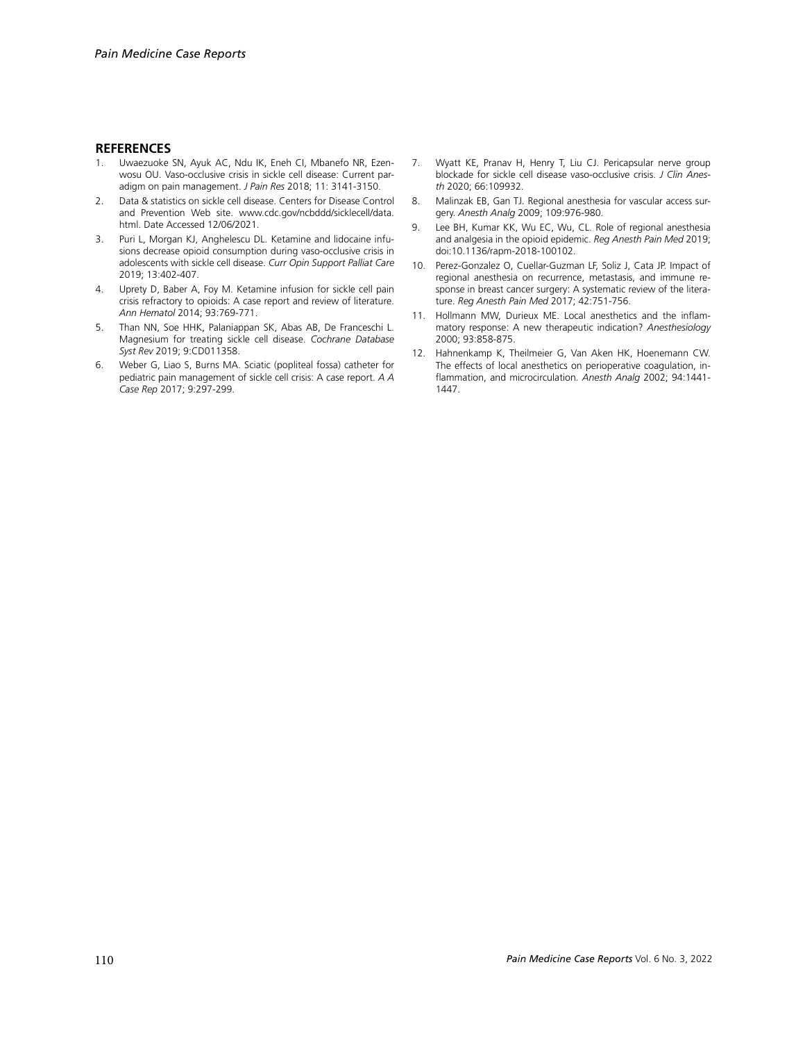## REFERENCES

1. Uwaezuoke SN, Ayuk AC, Ndu IK, Eneh CI, Mbanefo NR, Ezenwosu OU. Vaso-occlusive crisis in sickle cell disease: Current paradigm on pain management. *J Pain Res* 2018; 11: 3141-3150.
2. Data & statistics on sickle cell disease. Centers for Disease Control and Prevention Web site. www.cdc.gov/ncbddd/sicklecell/data.html. Date Accessed 12/06/2021.
3. Puri L, Morgan KJ, Anghelescu DL. Ketamine and lidocaine infusions decrease opioid consumption during vaso-occlusive crisis in adolescents with sickle cell disease. *Curr Opin Support Palliat Care* 2019; 13:402-407.
4. Uprety D, Baber A, Foy M. Ketamine infusion for sickle cell pain crisis refractory to opioids: A case report and review of literature. *Ann Hematol* 2014; 93:769-771.
5. Than NN, Soe HHK, Palaniappan SK, Abas AB, De Franceschi L. Magnesium for treating sickle cell disease. *Cochrane Database Syst Rev* 2019; 9:CD011358.
6. Weber G, Liao S, Burns MA. Sciatic (popliteal fossa) catheter for pediatric pain management of sickle cell crisis: A case report. *A A Case Rep* 2017; 9:297-299.
7. Wyatt KE, Pranav H, Henry T, Liu CJ. Pericapsular nerve group blockade for sickle cell disease vaso-occlusive crisis. *J Clin Anesth* 2020; 66:109932.
8. Malinzak EB, Gan TJ. Regional anesthesia for vascular access surgery. *Anesth Analg* 2009; 109:976-980.
9. Lee BH, Kumar KK, Wu EC, Wu, CL. Role of regional anesthesia and analgesia in the opioid epidemic. *Reg Anesth Pain Med* 2019; doi:10.1136/rapm-2018-100102.
10. Perez-Gonzalez O, Cuellar-Guzman LF, Soliz J, Cata JP. Impact of regional anesthesia on recurrence, metastasis, and immune response in breast cancer surgery: A systematic review of the literature. *Reg Anesth Pain Med* 2017; 42:751-756.
11. Hollmann MW, Durieux ME. Local anesthetics and the inflammatory response: A new therapeutic indication? *Anesthesiology* 2000; 93:858-875.
12. Hahnenkamp K, Theilmeier G, Van Aken HK, Hoenemann CW. The effects of local anesthetics on perioperative coagulation, inflammation, and microcirculation. *Anesth Analg* 2002; 94:1441-1447.